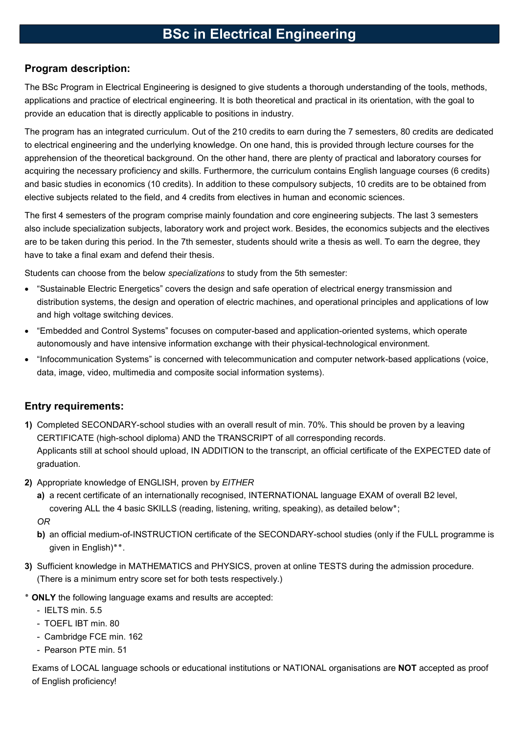# BSc in Electrical Engineering

## Program description:

The BSc Program in Electrical Engineering is designed to give students a thorough understanding of the tools, methods, applications and practice of electrical engineering. It is both theoretical and practical in its orientation, with the goal to provide an education that is directly applicable to positions in industry.

The program has an integrated curriculum. Out of the 210 credits to earn during the 7 semesters, 80 credits are dedicated to electrical engineering and the underlying knowledge. On one hand, this is provided through lecture courses for the apprehension of the theoretical background. On the other hand, there are plenty of practical and laboratory courses for acquiring the necessary proficiency and skills. Furthermore, the curriculum contains English language courses (6 credits) and basic studies in economics (10 credits). In addition to these compulsory subjects, 10 credits are to be obtained from elective subjects related to the field, and 4 credits from electives in human and economic sciences.

The first 4 semesters of the program comprise mainly foundation and core engineering subjects. The last 3 semesters also include specialization subjects, laboratory work and project work. Besides, the economics subjects and the electives are to be taken during this period. In the 7th semester, students should write a thesis as well. To earn the degree, they have to take a final exam and defend their thesis.

Students can choose from the below *specializations* to study from the 5th semester:

- "Sustainable Electric Energetics" covers the design and safe operation of electrical energy transmission and distribution systems, the design and operation of electric machines, and operational principles and applications of low and high voltage switching devices.
- "Embedded and Control Systems" focuses on computer-based and application-oriented systems, which operate autonomously and have intensive information exchange with their physical-technological environment.
- "Infocommunication Systems" is concerned with telecommunication and computer network-based applications (voice, data, image, video, multimedia and composite social information systems).

## Entry requirements:

**1)** Completed SECONDARY-school studies with an overall result of min. 70%. This should be proven by a leaving CERTIFICATE (high-school diploma) AND the TRANSCRIPT of all corresponding records.
Applicants still at school should upload, IN ADDITION to the transcript, an official certificate of the EXPECTED date of graduation.

**2)** Appropriate knowledge of ENGLISH, proven by *EITHER*

**a)** a recent certificate of an internationally recognised, INTERNATIONAL language EXAM of overall B2 level, covering ALL the 4 basic SKILLS (reading, listening, writing, speaking), as detailed below*;

*OR*

**b)** an official medium-of-INSTRUCTION certificate of the SECONDARY-school studies (only if the FULL programme is given in English)**.

**3)** Sufficient knowledge in MATHEMATICS and PHYSICS, proven at online TESTS during the admission procedure. (There is a minimum entry score set for both tests respectively.)

* **ONLY** the following language exams and results are accepted:

- IELTS min. 5.5
- TOEFL IBT min. 80
- Cambridge FCE min. 162
- Pearson PTE min. 51

Exams of LOCAL language schools or educational institutions or NATIONAL organisations are **NOT** accepted as proof of English proficiency!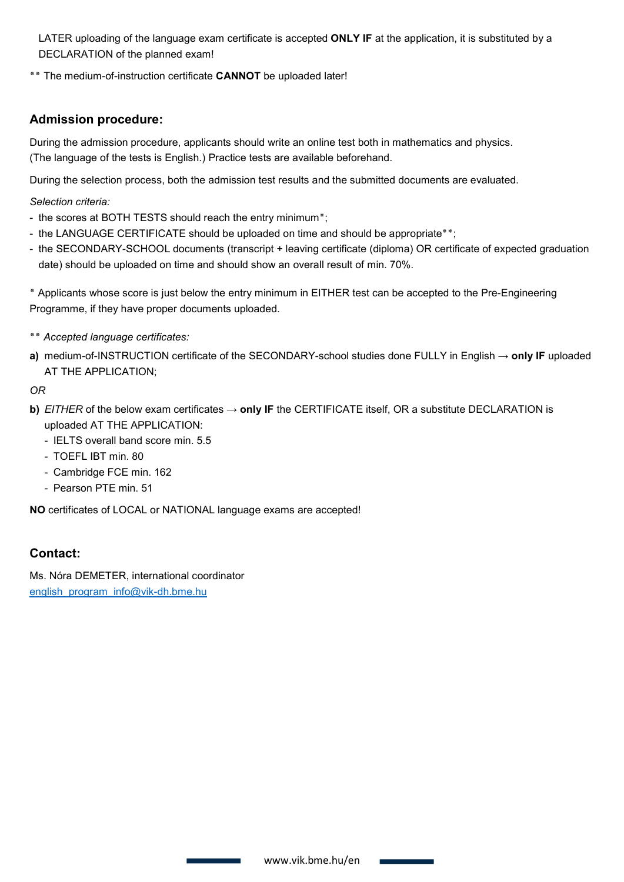LATER uploading of the language exam certificate is accepted **ONLY IF** at the application, it is substituted by a DECLARATION of the planned exam!

** The medium-of-instruction certificate **CANNOT** be uploaded later!

## Admission procedure:

During the admission procedure, applicants should write an online test both in mathematics and physics. (The language of the tests is English.) Practice tests are available beforehand.

During the selection process, both the admission test results and the submitted documents are evaluated.

*Selection criteria:*

- the scores at BOTH TESTS should reach the entry minimum*;
- the LANGUAGE CERTIFICATE should be uploaded on time and should be appropriate**;
- the SECONDARY-SCHOOL documents (transcript + leaving certificate (diploma) OR certificate of expected graduation date) should be uploaded on time and should show an overall result of min. 70%.

* Applicants whose score is just below the entry minimum in EITHER test can be accepted to the Pre-Engineering Programme, if they have proper documents uploaded.

** *Accepted language certificates:*

**a)** medium-of-INSTRUCTION certificate of the SECONDARY-school studies done FULLY in English → **only IF** uploaded AT THE APPLICATION;

*OR*

**b)** *EITHER* of the below exam certificates → **only IF** the CERTIFICATE itself, OR a substitute DECLARATION is uploaded AT THE APPLICATION:

- IELTS overall band score min. 5.5
- TOEFL IBT min. 80
- Cambridge FCE min. 162
- Pearson PTE min. 51

**NO** certificates of LOCAL or NATIONAL language exams are accepted!

## Contact:

Ms. Nóra DEMETER, international coordinator
english_program_info@vik-dh.bme.hu

www.vik.bme.hu/en